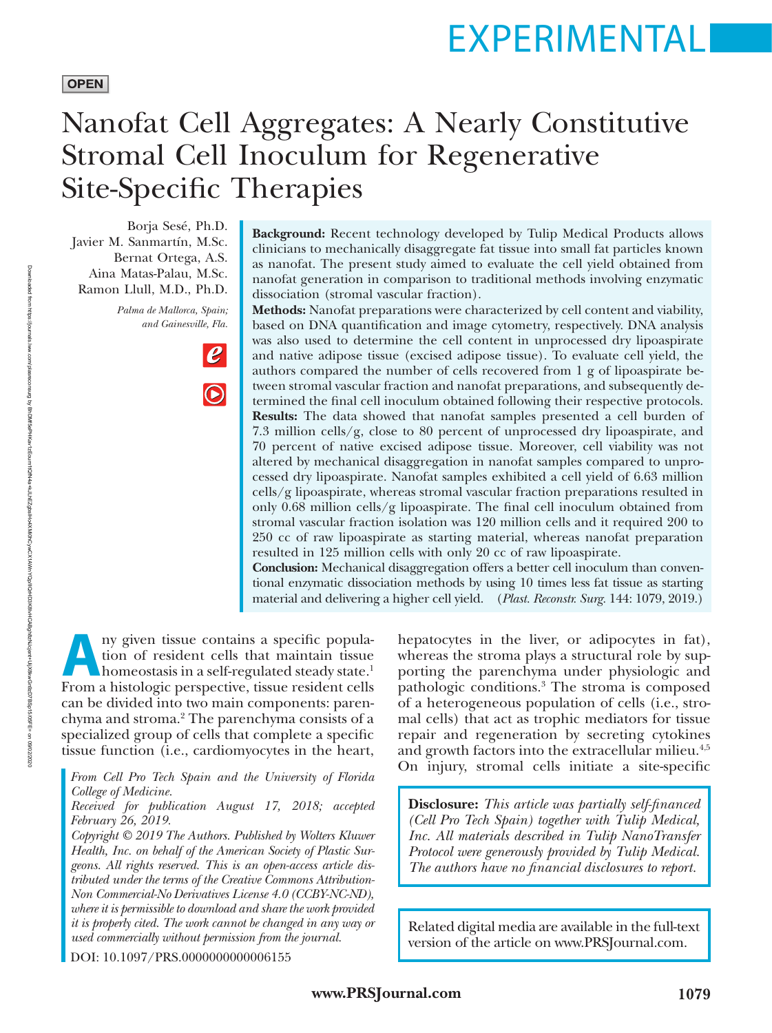EXPERIMENTAL

OPEN

# Nanofat Cell Aggregates: A Nearly Constitutive Stromal Cell Inoculum for Regenerative Site-Specific Therapies

Borja Sesé, Ph.D.
Javier M. Sanmartín, M.Sc.
Bernat Ortega, A.S.
Aina Matas-Palau, M.Sc.
Ramon Llull, M.D., Ph.D.

*Palma de Mallorca, Spain; and Gainesville, Fla.*

**Background:** Recent technology developed by Tulip Medical Products allows clinicians to mechanically disaggregate fat tissue into small fat particles known as nanofat. The present study aimed to evaluate the cell yield obtained from nanofat generation in comparison to traditional methods involving enzymatic dissociation (stromal vascular fraction).

**Methods:** Nanofat preparations were characterized by cell content and viability, based on DNA quantification and image cytometry, respectively. DNA analysis was also used to determine the cell content in unprocessed dry lipoaspirate and native adipose tissue (excised adipose tissue). To evaluate cell yield, the authors compared the number of cells recovered from 1 g of lipoaspirate between stromal vascular fraction and nanofat preparations, and subsequently determined the final cell inoculum obtained following their respective protocols.

**Results:** The data showed that nanofat samples presented a cell burden of 7.3 million cells/g, close to 80 percent of unprocessed dry lipoaspirate, and 70 percent of native excised adipose tissue. Moreover, cell viability was not altered by mechanical disaggregation in nanofat samples compared to unprocessed dry lipoaspirate. Nanofat samples exhibited a cell yield of 6.63 million cells/g lipoaspirate, whereas stromal vascular fraction preparations resulted in only 0.68 million cells/g lipoaspirate. The final cell inoculum obtained from stromal vascular fraction isolation was 120 million cells and it required 200 to 250 cc of raw lipoaspirate as starting material, whereas nanofat preparation resulted in 125 million cells with only 20 cc of raw lipoaspirate.

**Conclusion:** Mechanical disaggregation offers a better cell inoculum than conventional enzymatic dissociation methods by using 10 times less fat tissue as starting material and delivering a higher cell yield. (*Plast. Reconstr. Surg.* 144: 1079, 2019.)

Any given tissue contains a specific population of resident cells that maintain tissue homeostasis in a self-regulated steady state.[1] From a histologic perspective, tissue resident cells can be divided into two main components: parenchyma and stroma.[2] The parenchyma consists of a specialized group of cells that complete a specific tissue function (i.e., cardiomyocytes in the heart, hepatocytes in the liver, or adipocytes in fat), whereas the stroma plays a structural role by supporting the parenchyma under physiologic and pathologic conditions.[3] The stroma is composed of a heterogeneous population of cells (i.e., stromal cells) that act as trophic mediators for tissue repair and regeneration by secreting cytokines and growth factors into the extracellular milieu.[4,5] On injury, stromal cells initiate a site-specific

*From Cell Pro Tech Spain and the University of Florida College of Medicine.*

*Received for publication August 17, 2018; accepted February 26, 2019.*

*Copyright © 2019 The Authors. Published by Wolters Kluwer Health, Inc. on behalf of the American Society of Plastic Surgeons. All rights reserved. This is an open-access article distributed under the terms of the Creative Commons Attribution-Non Commercial-No Derivatives License 4.0 (CCBY-NC-ND), where it is permissible to download and share the work provided it is properly cited. The work cannot be changed in any way or used commercially without permission from the journal.*

DOI: 10.1097/PRS.0000000000006155

**Disclosure:** *This article was partially self-financed (Cell Pro Tech Spain) together with Tulip Medical, Inc. All materials described in Tulip NanoTransfer Protocol were generously provided by Tulip Medical. The authors have no financial disclosures to report.*

Related digital media are available in the full-text version of the article on www.PRSJournal.com.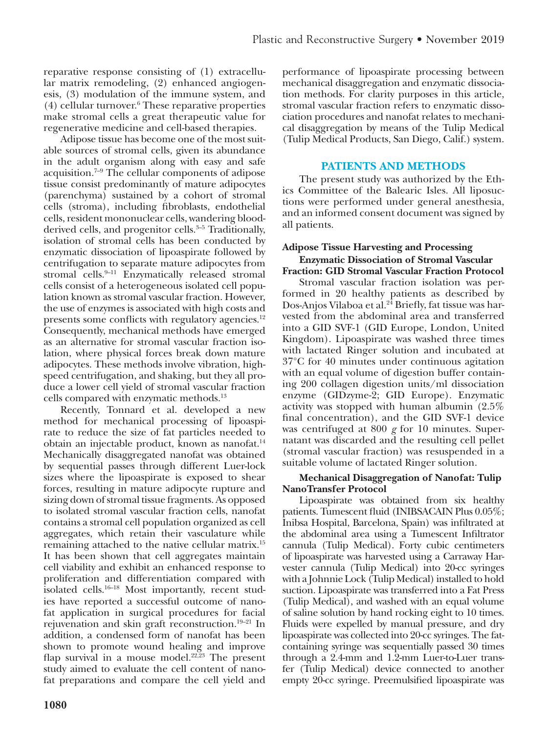reparative response consisting of (1) extracellular matrix remodeling, (2) enhanced angiogenesis, (3) modulation of the immune system, and (4) cellular turnover.[6] These reparative properties make stromal cells a great therapeutic value for regenerative medicine and cell-based therapies.

Adipose tissue has become one of the most suitable sources of stromal cells, given its abundance in the adult organism along with easy and safe acquisition.[7–9] The cellular components of adipose tissue consist predominantly of mature adipocytes (parenchyma) sustained by a cohort of stromal cells (stroma), including fibroblasts, endothelial cells, resident mononuclear cells, wandering blood-derived cells, and progenitor cells.[3–5] Traditionally, isolation of stromal cells has been conducted by enzymatic dissociation of lipoaspirate followed by centrifugation to separate mature adipocytes from stromal cells.[9–11] Enzymatically released stromal cells consist of a heterogeneous isolated cell population known as stromal vascular fraction. However, the use of enzymes is associated with high costs and presents some conflicts with regulatory agencies.[12] Consequently, mechanical methods have emerged as an alternative for stromal vascular fraction isolation, where physical forces break down mature adipocytes. These methods involve vibration, high-speed centrifugation, and shaking, but they all produce a lower cell yield of stromal vascular fraction cells compared with enzymatic methods.[13]

Recently, Tonnard et al. developed a new method for mechanical processing of lipoaspirate to reduce the size of fat particles needed to obtain an injectable product, known as nanofat.[14] Mechanically disaggregated nanofat was obtained by sequential passes through different Luer-lock sizes where the lipoaspirate is exposed to shear forces, resulting in mature adipocyte rupture and sizing down of stromal tissue fragments. As opposed to isolated stromal vascular fraction cells, nanofat contains a stromal cell population organized as cell aggregates, which retain their vasculature while remaining attached to the native cellular matrix.[15] It has been shown that cell aggregates maintain cell viability and exhibit an enhanced response to proliferation and differentiation compared with isolated cells.[16–18] Most importantly, recent studies have reported a successful outcome of nanofat application in surgical procedures for facial rejuvenation and skin graft reconstruction.[19–21] In addition, a condensed form of nanofat has been shown to promote wound healing and improve flap survival in a mouse model.[22,23] The present study aimed to evaluate the cell content of nanofat preparations and compare the cell yield and performance of lipoaspirate processing between mechanical disaggregation and enzymatic dissociation methods. For clarity purposes in this article, stromal vascular fraction refers to enzymatic dissociation procedures and nanofat relates to mechanical disaggregation by means of the Tulip Medical (Tulip Medical Products, San Diego, Calif.) system.

## PATIENTS AND METHODS

The present study was authorized by the Ethics Committee of the Balearic Isles. All liposuctions were performed under general anesthesia, and an informed consent document was signed by all patients.

### Adipose Tissue Harvesting and Processing

#### Enzymatic Dissociation of Stromal Vascular Fraction: GID Stromal Vascular Fraction Protocol

Stromal vascular fraction isolation was performed in 20 healthy patients as described by Dos-Anjos Vilaboa et al.[24] Briefly, fat tissue was harvested from the abdominal area and transferred into a GID SVF-1 (GID Europe, London, United Kingdom). Lipoaspirate was washed three times with lactated Ringer solution and incubated at 37°C for 40 minutes under continuous agitation with an equal volume of digestion buffer containing 200 collagen digestion units/ml dissociation enzyme (GIDzyme-2; GID Europe). Enzymatic activity was stopped with human albumin (2.5% final concentration), and the GID SVF-1 device was centrifuged at 800 *g* for 10 minutes. Supernatant was discarded and the resulting cell pellet (stromal vascular fraction) was resuspended in a suitable volume of lactated Ringer solution.

#### Mechanical Disaggregation of Nanofat: Tulip NanoTransfer Protocol

Lipoaspirate was obtained from six healthy patients. Tumescent fluid (INIBSACAIN Plus 0.05%; Inibsa Hospital, Barcelona, Spain) was infiltrated at the abdominal area using a Tumescent Infiltrator cannula (Tulip Medical). Forty cubic centimeters of lipoaspirate was harvested using a Carraway Harvester cannula (Tulip Medical) into 20-cc syringes with a Johnnie Lock (Tulip Medical) installed to hold suction. Lipoaspirate was transferred into a Fat Press (Tulip Medical), and washed with an equal volume of saline solution by hand rocking eight to 10 times. Fluids were expelled by manual pressure, and dry lipoaspirate was collected into 20-cc syringes. The fat-containing syringe was sequentially passed 30 times through a 2.4-mm and 1.2-mm Luer-to-Luer transfer (Tulip Medical) device connected to another empty 20-cc syringe. Preemulsified lipoaspirate was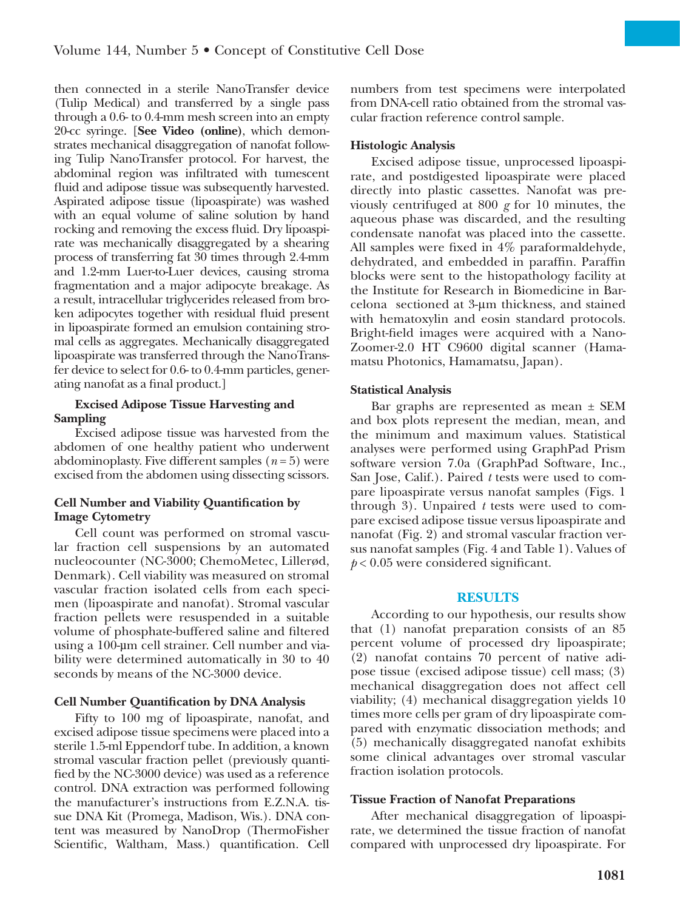then connected in a sterile NanoTransfer device (Tulip Medical) and transferred by a single pass through a 0.6- to 0.4-mm mesh screen into an empty 20-cc syringe. [**See Video (online)**, which demonstrates mechanical disaggregation of nanofat following Tulip NanoTransfer protocol. For harvest, the abdominal region was infiltrated with tumescent fluid and adipose tissue was subsequently harvested. Aspirated adipose tissue (lipoaspirate) was washed with an equal volume of saline solution by hand rocking and removing the excess fluid. Dry lipoaspirate was mechanically disaggregated by a shearing process of transferring fat 30 times through 2.4-mm and 1.2-mm Luer-to-Luer devices, causing stroma fragmentation and a major adipocyte breakage. As a result, intracellular triglycerides released from broken adipocytes together with residual fluid present in lipoaspirate formed an emulsion containing stromal cells as aggregates. Mechanically disaggregated lipoaspirate was transferred through the NanoTransfer device to select for 0.6- to 0.4-mm particles, generating nanofat as a final product.]

### Excised Adipose Tissue Harvesting and Sampling

Excised adipose tissue was harvested from the abdomen of one healthy patient who underwent abdominoplasty. Five different samples ($n = 5$) were excised from the abdomen using dissecting scissors.

### Cell Number and Viability Quantification by Image Cytometry

Cell count was performed on stromal vascular fraction cell suspensions by an automated nucleocounter (NC-3000; ChemoMetec, Allerød, Denmark). Cell viability was measured on stromal vascular fraction isolated cells from each specimen (lipoaspirate and nanofat). Stromal vascular fraction pellets were resuspended in a suitable volume of phosphate-buffered saline and filtered using a 100-μm cell strainer. Cell number and viability were determined automatically in 30 to 40 seconds by means of the NC-3000 device.

### Cell Number Quantification by DNA Analysis

Fifty to 100 mg of lipoaspirate, nanofat, and excised adipose tissue specimens were placed into a sterile 1.5-ml Eppendorf tube. In addition, a known stromal vascular fraction pellet (previously quantified by the NC-3000 device) was used as a reference control. DNA extraction was performed following the manufacturer's instructions from E.Z.N.A. tissue DNA Kit (Promega, Madison, Wis.). DNA content was measured by NanoDrop (ThermoFisher Scientific, Waltham, Mass.) quantification. Cell numbers from test specimens were interpolated from DNA-cell ratio obtained from the stromal vascular fraction reference control sample.

### Histologic Analysis

Excised adipose tissue, unprocessed lipoaspirate, and postdigested lipoaspirate were placed directly into plastic cassettes. Nanofat was previously centrifuged at 800 *g* for 10 minutes, the aqueous phase was discarded, and the resulting condensate nanofat was placed into the cassette. All samples were fixed in 4% paraformaldehyde, dehydrated, and embedded in paraffin. Paraffin blocks were sent to the histopathology facility at the Institute for Research in Biomedicine in Barcelona sectioned at 3-μm thickness, and stained with hematoxylin and eosin standard protocols. Bright-field images were acquired with a NanoZoomer-2.0 HT C9600 digital scanner (Hamamatsu Photonics, Hamamatsu, Japan).

### Statistical Analysis

Bar graphs are represented as mean ± SEM and box plots represent the median, mean, and the minimum and maximum values. Statistical analyses were performed using GraphPad Prism software version 7.0a (GraphPad Software, Inc., San Jose, Calif.). Paired *t* tests were used to compare lipoaspirate versus nanofat samples (Figs. 1 through 3). Unpaired *t* tests were used to compare excised adipose tissue versus lipoaspirate and nanofat (Fig. 2) and stromal vascular fraction versus nanofat samples (Fig. 4 and Table 1). Values of $p < 0.05$ were considered significant.

## RESULTS

According to our hypothesis, our results show that (1) nanofat preparation consists of an 85 percent volume of processed dry lipoaspirate; (2) nanofat contains 70 percent of native adipose tissue (excised adipose tissue) cell mass; (3) mechanical disaggregation does not affect cell viability; (4) mechanical disaggregation yields 10 times more cells per gram of dry lipoaspirate compared with enzymatic dissociation methods; and (5) mechanically disaggregated nanofat exhibits some clinical advantages over stromal vascular fraction isolation protocols.

### Tissue Fraction of Nanofat Preparations

After mechanical disaggregation of lipoaspirate, we determined the tissue fraction of nanofat compared with unprocessed dry lipoaspirate. For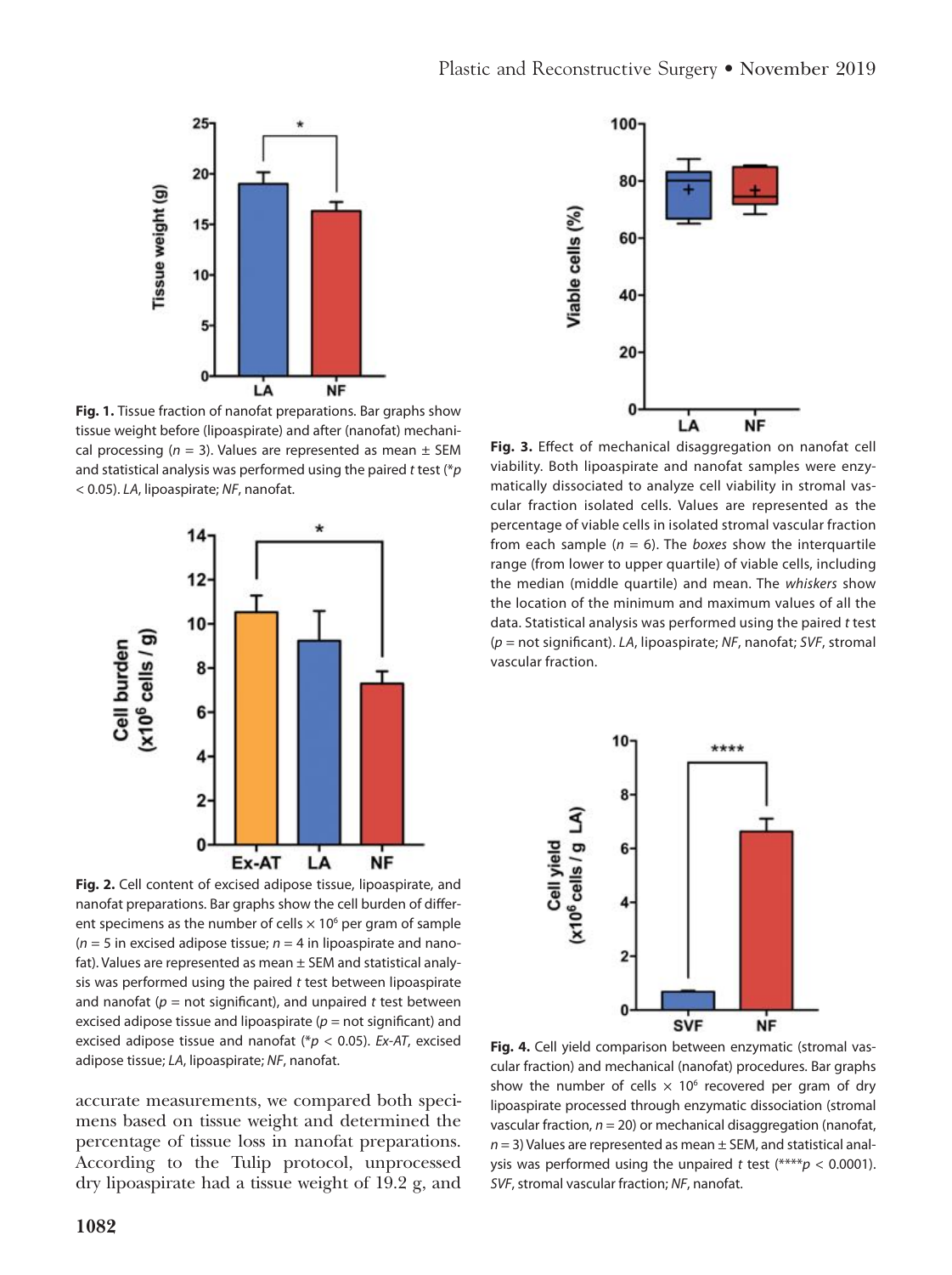**Fig. 1.** Tissue fraction of nanofat preparations. Bar graphs show tissue weight before (lipoaspirate) and after (nanofat) mechanical processing ($n$ = 3). Values are represented as mean ± SEM and statistical analysis was performed using the paired *t* test (\*$p$ < 0.05). *LA*, lipoaspirate; *NF*, nanofat.

**Fig. 2.** Cell content of excised adipose tissue, lipoaspirate, and nanofat preparations. Bar graphs show the cell burden of different specimens as the number of cells × $10^6$ per gram of sample ($n$ = 5 in excised adipose tissue; $n$ = 4 in lipoaspirate and nanofat). Values are represented as mean ± SEM and statistical analysis was performed using the paired *t* test between lipoaspirate and nanofat ($p$ = not significant), and unpaired *t* test between excised adipose tissue and lipoaspirate ($p$ = not significant) and excised adipose tissue and nanofat (\*$p$ < 0.05). *Ex-AT*, excised adipose tissue; *LA*, lipoaspirate; *NF*, nanofat.

accurate measurements, we compared both specimens based on tissue weight and determined the percentage of tissue loss in nanofat preparations. According to the Tulip protocol, unprocessed dry lipoaspirate had a tissue weight of 19.2 g, and

**Fig. 3.** Effect of mechanical disaggregation on nanofat cell viability. Both lipoaspirate and nanofat samples were enzymatically dissociated to analyze cell viability in stromal vascular fraction isolated cells. Values are represented as the percentage of viable cells in isolated stromal vascular fraction from each sample ($n$ = 6). The *boxes* show the interquartile range (from lower to upper quartile) of viable cells, including the median (middle quartile) and mean. The *whiskers* show the location of the minimum and maximum values of all the data. Statistical analysis was performed using the paired *t* test ($p$ = not significant). *LA*, lipoaspirate; *NF*, nanofat; *SVF*, stromal vascular fraction.

**Fig. 4.** Cell yield comparison between enzymatic (stromal vascular fraction) and mechanical (nanofat) procedures. Bar graphs show the number of cells × $10^6$ recovered per gram of dry lipoaspirate processed through enzymatic dissociation (stromal vascular fraction, $n$ = 20) or mechanical disaggregation (nanofat, $n$ = 3) Values are represented as mean ± SEM, and statistical analysis was performed using the unpaired *t* test (\*\*\*\*$p$ < 0.0001). *SVF*, stromal vascular fraction; *NF*, nanofat.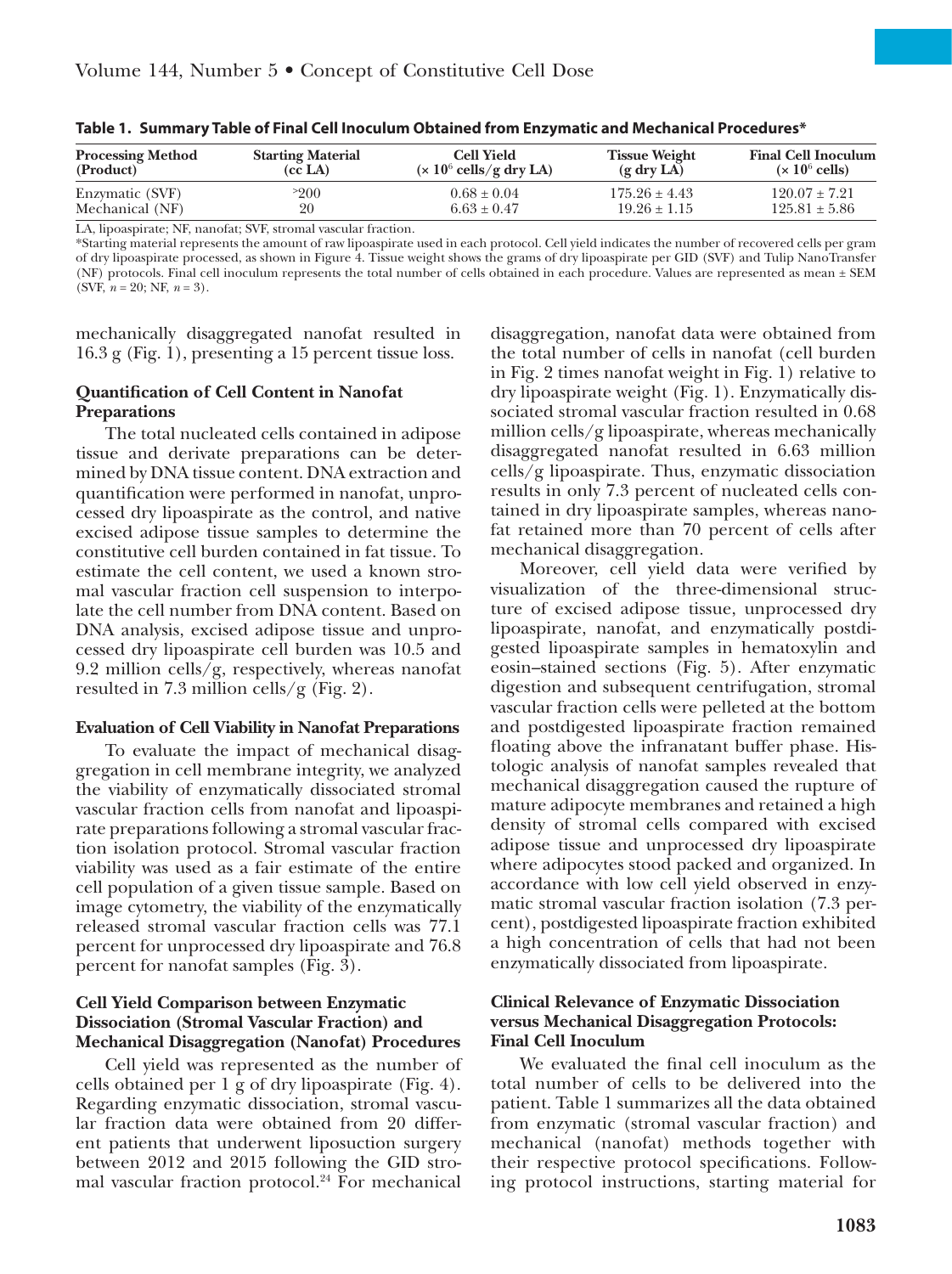**Table 1. Summary Table of Final Cell Inoculum Obtained from Enzymatic and Mechanical Procedures***

| Processing Method (Product) | Starting Material (cc LA) | Cell Yield ($\times 10^6$ cells/g dry LA) | Tissue Weight (g dry LA) | Final Cell Inoculum ($\times 10^6$ cells) |
|---|---|---|---|---|
| Enzymatic (SVF) | >200 | 0.68 ± 0.04 | 175.26 ± 4.43 | 120.07 ± 7.21 |
| Mechanical (NF) | 20 | 6.63 ± 0.47 | 19.26 ± 1.15 | 125.81 ± 5.86 |

LA, lipoaspirate; NF, nanofat; SVF, stromal vascular fraction.

*Starting material represents the amount of raw lipoaspirate used in each protocol. Cell yield indicates the number of recovered cells per gram of dry lipoaspirate processed, as shown in Figure 4. Tissue weight shows the grams of dry lipoaspirate per GID (SVF) and Tulip NanoTransfer (NF) protocols. Final cell inoculum represents the total number of cells obtained in each procedure. Values are represented as mean ± SEM (SVF, $n = 20$; NF, $n = 3$).

mechanically disaggregated nanofat resulted in 16.3 g (Fig. 1), presenting a 15 percent tissue loss.

### Quantification of Cell Content in Nanofat Preparations

The total nucleated cells contained in adipose tissue and derivate preparations can be determined by DNA tissue content. DNA extraction and quantification were performed in nanofat, unprocessed dry lipoaspirate as the control, and native excised adipose tissue samples to determine the constitutive cell burden contained in fat tissue. To estimate the cell content, we used a known stromal vascular fraction cell suspension to interpolate the cell number from DNA content. Based on DNA analysis, excised adipose tissue and unprocessed dry lipoaspirate cell burden was 10.5 and 9.2 million cells/g, respectively, whereas nanofat resulted in 7.3 million cells/g (Fig. 2).

### Evaluation of Cell Viability in Nanofat Preparations

To evaluate the impact of mechanical disaggregation in cell membrane integrity, we analyzed the viability of enzymatically dissociated stromal vascular fraction cells from nanofat and lipoaspirate preparations following a stromal vascular fraction isolation protocol. Stromal vascular fraction viability was used as a fair estimate of the entire cell population of a given tissue sample. Based on image cytometry, the viability of the enzymatically released stromal vascular fraction cells was 77.1 percent for unprocessed dry lipoaspirate and 76.8 percent for nanofat samples (Fig. 3).

### Cell Yield Comparison between Enzymatic Dissociation (Stromal Vascular Fraction) and Mechanical Disaggregation (Nanofat) Procedures

Cell yield was represented as the number of cells obtained per 1 g of dry lipoaspirate (Fig. 4). Regarding enzymatic dissociation, stromal vascular fraction data were obtained from 20 different patients that underwent liposuction surgery between 2012 and 2015 following the GID stromal vascular fraction protocol.[24] For mechanical disaggregation, nanofat data were obtained from the total number of cells in nanofat (cell burden in Fig. 2 times nanofat weight in Fig. 1) relative to dry lipoaspirate weight (Fig. 1). Enzymatically dissociated stromal vascular fraction resulted in 0.68 million cells/g lipoaspirate, whereas mechanically disaggregated nanofat resulted in 6.63 million cells/g lipoaspirate. Thus, enzymatic dissociation results in only 7.3 percent of nucleated cells contained in dry lipoaspirate samples, whereas nanofat retained more than 70 percent of cells after mechanical disaggregation.

Moreover, cell yield data were verified by visualization of the three-dimensional structure of excised adipose tissue, unprocessed dry lipoaspirate, nanofat, and enzymatically postdigested lipoaspirate samples in hematoxylin and eosin–stained sections (Fig. 5). After enzymatic digestion and subsequent centrifugation, stromal vascular fraction cells were pelleted at the bottom and postdigested lipoaspirate fraction remained floating above the infranatant buffer phase. Histologic analysis of nanofat samples revealed that mechanical disaggregation caused the rupture of mature adipocyte membranes and retained a high density of stromal cells compared with excised adipose tissue and unprocessed dry lipoaspirate where adipocytes stood packed and organized. In accordance with low cell yield observed in enzymatic stromal vascular fraction isolation (7.3 percent), postdigested lipoaspirate fraction exhibited a high concentration of cells that had not been enzymatically dissociated from lipoaspirate.

### Clinical Relevance of Enzymatic Dissociation versus Mechanical Disaggregation Protocols: Final Cell Inoculum

We evaluated the final cell inoculum as the total number of cells to be delivered into the patient. Table 1 summarizes all the data obtained from enzymatic (stromal vascular fraction) and mechanical (nanofat) methods together with their respective protocol specifications. Following protocol instructions, starting material for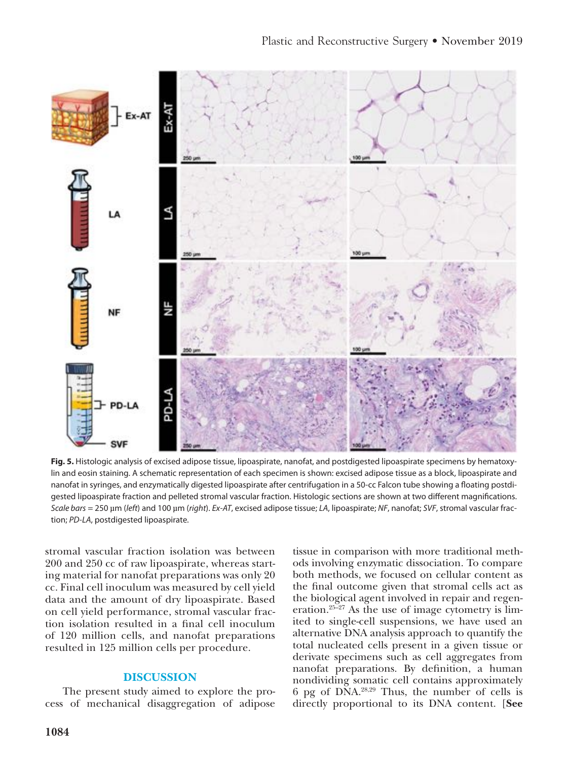**Fig. 5.** Histologic analysis of excised adipose tissue, lipoaspirate, nanofat, and postdigested lipoaspirate specimens by hematoxylin and eosin staining. A schematic representation of each specimen is shown: excised adipose tissue as a block, lipoaspirate and nanofat in syringes, and enzymatically digested lipoaspirate after centrifugation in a 50-cc Falcon tube showing a floating postdigested lipoaspirate fraction and pelleted stromal vascular fraction. Histologic sections are shown at two different magnifications. *Scale bars* = 250 μm (*left*) and 100 μm (*right*). *Ex-AT*, excised adipose tissue; *LA*, lipoaspirate; *NF*, nanofat; *SVF*, stromal vascular fraction; *PD-LA*, postdigested lipoaspirate.

stromal vascular fraction isolation was between 200 and 250 cc of raw lipoaspirate, whereas starting material for nanofat preparations was only 20 cc. Final cell inoculum was measured by cell yield data and the amount of dry lipoaspirate. Based on cell yield performance, stromal vascular fraction isolation resulted in a final cell inoculum of 120 million cells, and nanofat preparations resulted in 125 million cells per procedure.

## DISCUSSION

The present study aimed to explore the process of mechanical disaggregation of adipose tissue in comparison with more traditional methods involving enzymatic dissociation. To compare both methods, we focused on cellular content as the final outcome given that stromal cells act as the biological agent involved in repair and regeneration.[25–27] As the use of image cytometry is limited to single-cell suspensions, we have used an alternative DNA analysis approach to quantify the total nucleated cells present in a given tissue or derivate specimens such as cell aggregates from nanofat preparations. By definition, a human nondividing somatic cell contains approximately 6 pg of DNA.[28,29] Thus, the number of cells is directly proportional to its DNA content. [**See**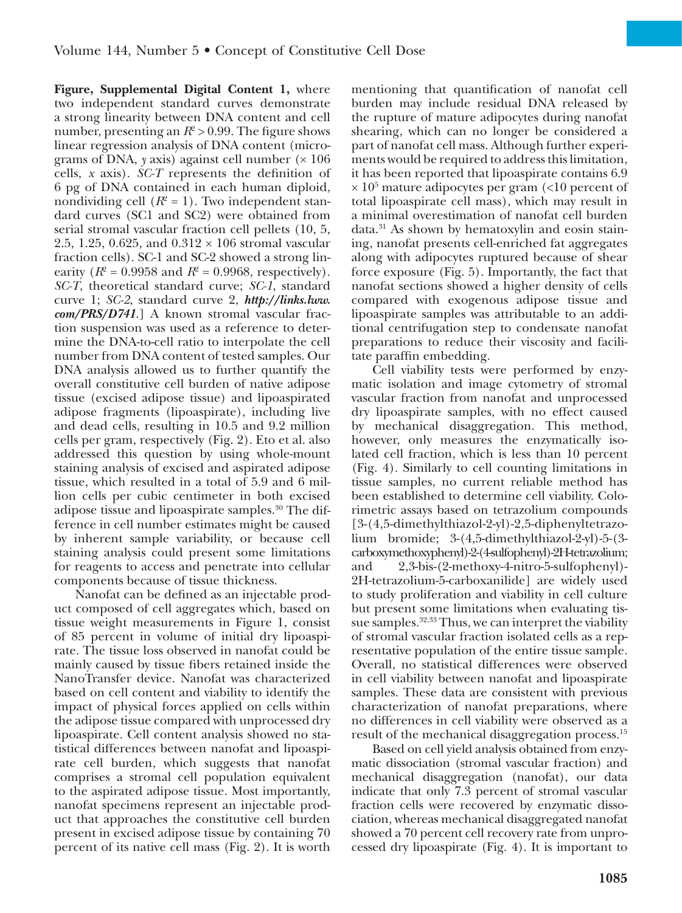**Figure, Supplemental Digital Content 1,** where two independent standard curves demonstrate a strong linearity between DNA content and cell number, presenting an $R^2 > 0.99$. The figure shows linear regression analysis of DNA content (micrograms of DNA, *y* axis) against cell number (× 106 cells, *x* axis). *SC-T* represents the definition of 6 pg of DNA contained in each human diploid, nondividing cell ($R^2 = 1$). Two independent standard curves (SC1 and SC2) were obtained from serial stromal vascular fraction cell pellets (10, 5, 2.5, 1.25, 0.625, and 0.312 × 106 stromal vascular fraction cells). SC-1 and SC-2 showed a strong linearity ($R^2 = 0.9958$ and $R^2 = 0.9968$, respectively). *SC-T*, theoretical standard curve; *SC-1*, standard curve 1; *SC-2*, standard curve 2, ***http://links.lww.com/PRS/D741***.] A known stromal vascular fraction suspension was used as a reference to determine the DNA-to-cell ratio to interpolate the cell number from DNA content of tested samples. Our DNA analysis allowed us to further quantify the overall constitutive cell burden of native adipose tissue (excised adipose tissue) and lipoaspirated adipose fragments (lipoaspirate), including live and dead cells, resulting in 10.5 and 9.2 million cells per gram, respectively (Fig. 2). Eto et al. also addressed this question by using whole-mount staining analysis of excised and aspirated adipose tissue, which resulted in a total of 5.9 and 6 million cells per cubic centimeter in both excised adipose tissue and lipoaspirate samples.[30] The difference in cell number estimates might be caused by inherent sample variability, or because cell staining analysis could present some limitations for reagents to access and penetrate into cellular components because of tissue thickness.

Nanofat can be defined as an injectable product composed of cell aggregates which, based on tissue weight measurements in Figure 1, consist of 85 percent in volume of initial dry lipoaspirate. The tissue loss observed in nanofat could be mainly caused by tissue fibers retained inside the NanoTransfer device. Nanofat was characterized based on cell content and viability to identify the impact of physical forces applied on cells within the adipose tissue compared with unprocessed dry lipoaspirate. Cell content analysis showed no statistical differences between nanofat and lipoaspirate cell burden, which suggests that nanofat comprises a stromal cell population equivalent to the aspirated adipose tissue. Most importantly, nanofat specimens represent an injectable product that approaches the constitutive cell burden present in excised adipose tissue by containing 70 percent of its native cell mass (Fig. 2). It is worth mentioning that quantification of nanofat cell burden may include residual DNA released by the rupture of mature adipocytes during nanofat shearing, which can no longer be considered a part of nanofat cell mass. Although further experiments would be required to address this limitation, it has been reported that lipoaspirate contains $6.9 \times 10^5$ mature adipocytes per gram (<10 percent of total lipoaspirate cell mass), which may result in a minimal overestimation of nanofat cell burden data.[31] As shown by hematoxylin and eosin staining, nanofat presents cell-enriched fat aggregates along with adipocytes ruptured because of shear force exposure (Fig. 5). Importantly, the fact that nanofat sections showed a higher density of cells compared with exogenous adipose tissue and lipoaspirate samples was attributable to an additional centrifugation step to condensate nanofat preparations to reduce their viscosity and facilitate paraffin embedding.

Cell viability tests were performed by enzymatic isolation and image cytometry of stromal vascular fraction from nanofat and unprocessed dry lipoaspirate samples, with no effect caused by mechanical disaggregation. This method, however, only measures the enzymatically isolated cell fraction, which is less than 10 percent (Fig. 4). Similarly to cell counting limitations in tissue samples, no current reliable method has been established to determine cell viability. Colorimetric assays based on tetrazolium compounds [3-(4,5-dimethylthiazol-2-yl)-2,5-diphenyltetrazolium bromide; 3-(4,5-dimethylthiazol-2-yl)-5-(3-carboxymethoxyphenyl)-2-(4-sulfophenyl)-2H-tetrazolium; and 2,3-bis-(2-methoxy-4-nitro-5-sulfophenyl)-2H-tetrazolium-5-carboxanilide] are widely used to study proliferation and viability in cell culture but present some limitations when evaluating tissue samples.[32,33] Thus, we can interpret the viability of stromal vascular fraction isolated cells as a representative population of the entire tissue sample. Overall, no statistical differences were observed in cell viability between nanofat and lipoaspirate samples. These data are consistent with previous characterization of nanofat preparations, where no differences in cell viability were observed as a result of the mechanical disaggregation process.[15]

Based on cell yield analysis obtained from enzymatic dissociation (stromal vascular fraction) and mechanical disaggregation (nanofat), our data indicate that only 7.3 percent of stromal vascular fraction cells were recovered by enzymatic dissociation, whereas mechanical disaggregated nanofat showed a 70 percent cell recovery rate from unprocessed dry lipoaspirate (Fig. 4). It is important to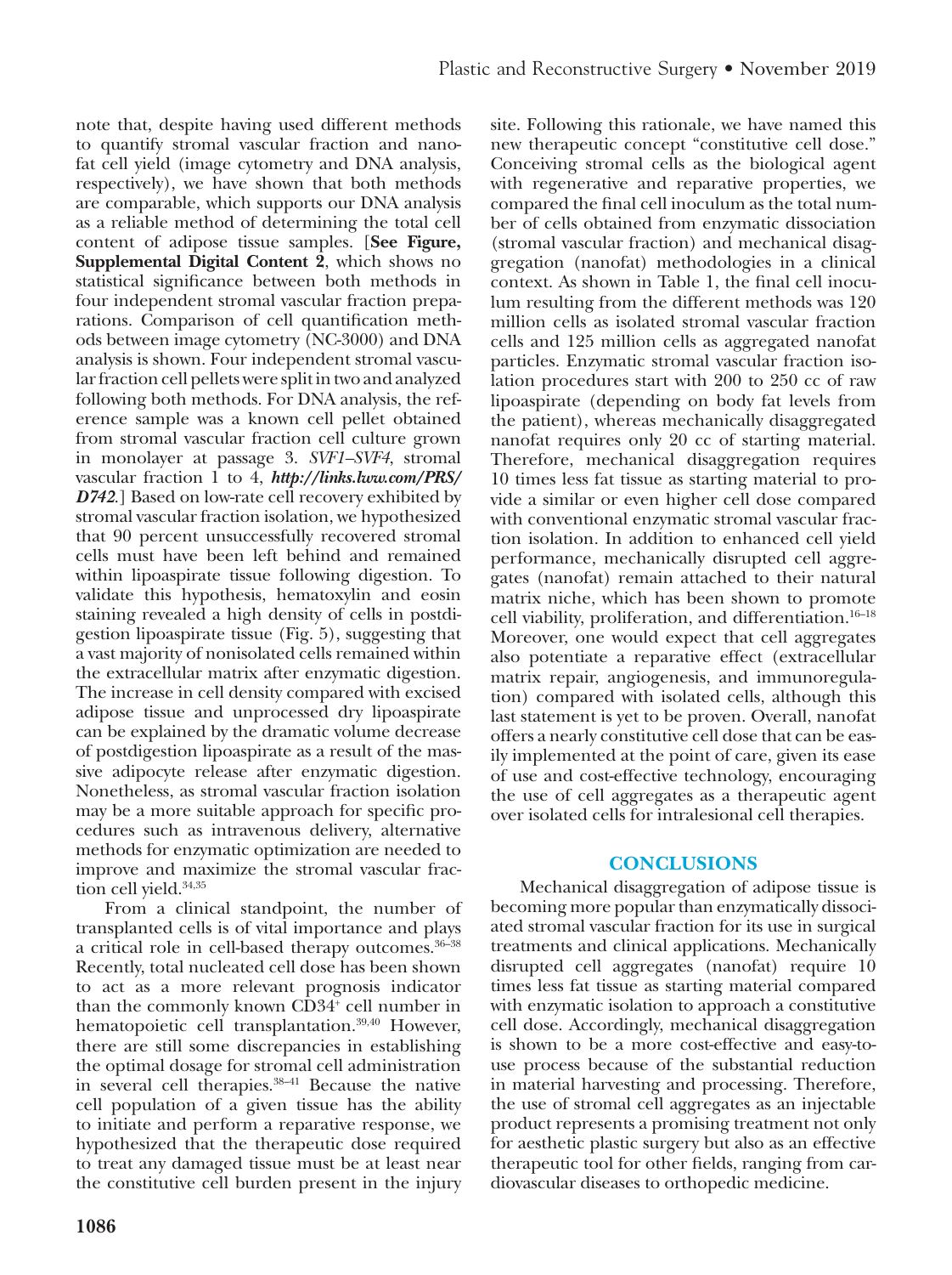note that, despite having used different methods to quantify stromal vascular fraction and nanofat cell yield (image cytometry and DNA analysis, respectively), we have shown that both methods are comparable, which supports our DNA analysis as a reliable method of determining the total cell content of adipose tissue samples. [**See Figure, Supplemental Digital Content 2**, which shows no statistical significance between both methods in four independent stromal vascular fraction preparations. Comparison of cell quantification methods between image cytometry (NC-3000) and DNA analysis is shown. Four independent stromal vascular fraction cell pellets were split in two and analyzed following both methods. For DNA analysis, the reference sample was a known cell pellet obtained from stromal vascular fraction cell culture grown in monolayer at passage 3. *SVF1–SVF4*, stromal vascular fraction 1 to 4, ***http://links.lww.com/PRS/D742***.] Based on low-rate cell recovery exhibited by stromal vascular fraction isolation, we hypothesized that 90 percent unsuccessfully recovered stromal cells must have been left behind and remained within lipoaspirate tissue following digestion. To validate this hypothesis, hematoxylin and eosin staining revealed a high density of cells in postdigestion lipoaspirate tissue (Fig. 5), suggesting that a vast majority of nonisolated cells remained within the extracellular matrix after enzymatic digestion. The increase in cell density compared with excised adipose tissue and unprocessed dry lipoaspirate can be explained by the dramatic volume decrease of postdigestion lipoaspirate as a result of the massive adipocyte release after enzymatic digestion. Nonetheless, as stromal vascular fraction isolation may be a more suitable approach for specific procedures such as intravenous delivery, alternative methods for enzymatic optimization are needed to improve and maximize the stromal vascular fraction cell yield.[34,35]

From a clinical standpoint, the number of transplanted cells is of vital importance and plays a critical role in cell-based therapy outcomes.[36–38] Recently, total nucleated cell dose has been shown to act as a more relevant prognosis indicator than the commonly known $CD34^+$ cell number in hematopoietic cell transplantation.[39,40] However, there are still some discrepancies in establishing the optimal dosage for stromal cell administration in several cell therapies.[38–41] Because the native cell population of a given tissue has the ability to initiate and perform a reparative response, we hypothesized that the therapeutic dose required to treat any damaged tissue must be at least near the constitutive cell burden present in the injury site. Following this rationale, we have named this new therapeutic concept "constitutive cell dose." Conceiving stromal cells as the biological agent with regenerative and reparative properties, we compared the final cell inoculum as the total number of cells obtained from enzymatic dissociation (stromal vascular fraction) and mechanical disaggregation (nanofat) methodologies in a clinical context. As shown in Table 1, the final cell inoculum resulting from the different methods was 120 million cells as isolated stromal vascular fraction cells and 125 million cells as aggregated nanofat particles. Enzymatic stromal vascular fraction isolation procedures start with 200 to 250 cc of raw lipoaspirate (depending on body fat levels from the patient), whereas mechanically disaggregated nanofat requires only 20 cc of starting material. Therefore, mechanical disaggregation requires 10 times less fat tissue as starting material to provide a similar or even higher cell dose compared with conventional enzymatic stromal vascular fraction isolation. In addition to enhanced cell yield performance, mechanically disrupted cell aggregates (nanofat) remain attached to their natural matrix niche, which has been shown to promote cell viability, proliferation, and differentiation.[16–18] Moreover, one would expect that cell aggregates also potentiate a reparative effect (extracellular matrix repair, angiogenesis, and immunoregulation) compared with isolated cells, although this last statement is yet to be proven. Overall, nanofat offers a nearly constitutive cell dose that can be easily implemented at the point of care, given its ease of use and cost-effective technology, encouraging the use of cell aggregates as a therapeutic agent over isolated cells for intralesional cell therapies.

## CONCLUSIONS

Mechanical disaggregation of adipose tissue is becoming more popular than enzymatically dissociated stromal vascular fraction for its use in surgical treatments and clinical applications. Mechanically disrupted cell aggregates (nanofat) require 10 times less fat tissue as starting material compared with enzymatic isolation to approach a constitutive cell dose. Accordingly, mechanical disaggregation is shown to be a more cost-effective and easy-to-use process because of the substantial reduction in material harvesting and processing. Therefore, the use of stromal cell aggregates as an injectable product represents a promising treatment not only for aesthetic plastic surgery but also as an effective therapeutic tool for other fields, ranging from cardiovascular diseases to orthopedic medicine.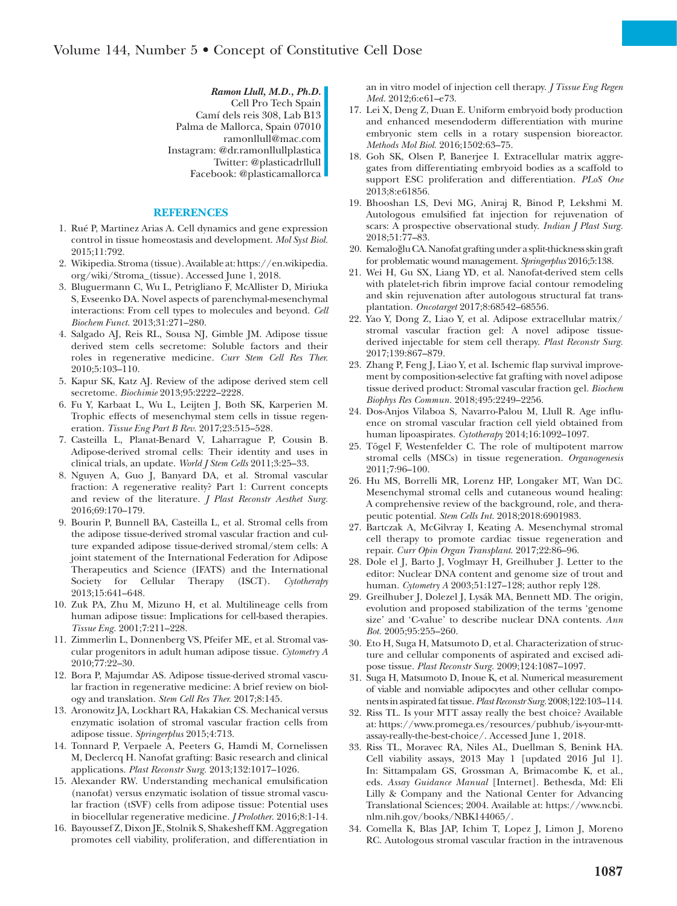***Ramon Llull, M.D., Ph.D.***
Cell Pro Tech Spain
Camí dels reis 308, Lab B13
Palma de Mallorca, Spain 07010
ramonllull@mac.com
Instagram: @dr.ramonllullplastica
Twitter: @plasticadrllull
Facebook: @plasticamallorca

## REFERENCES

1. Rué P, Martinez Arias A. Cell dynamics and gene expression control in tissue homeostasis and development. *Mol Syst Biol.* 2015;11:792.
2. Wikipedia. Stroma (tissue). Available at: https://en.wikipedia.org/wiki/Stroma_(tissue). Accessed June 1, 2018.
3. Bluguermann C, Wu L, Petrigliano F, McAllister D, Miriuka S, Evseenko DA. Novel aspects of parenchymal-mesenchymal interactions: From cell types to molecules and beyond. *Cell Biochem Funct.* 2013;31:271–280.
4. Salgado AJ, Reis RL, Sousa NJ, Gimble JM. Adipose tissue derived stem cells secretome: Soluble factors and their roles in regenerative medicine. *Curr Stem Cell Res Ther.* 2010;5:103–110.
5. Kapur SK, Katz AJ. Review of the adipose derived stem cell secretome. *Biochimie* 2013;95:2222–2228.
6. Fu Y, Karbaat L, Wu L, Leijten J, Both SK, Karperien M. Trophic effects of mesenchymal stem cells in tissue regeneration. *Tissue Eng Part B Rev.* 2017;23:515–528.
7. Casteilla L, Planat-Benard V, Laharrague P, Cousin B. Adipose-derived stromal cells: Their identity and uses in clinical trials, an update. *World J Stem Cells* 2011;3:25–33.
8. Nguyen A, Guo J, Banyard DA, et al. Stromal vascular fraction: A regenerative reality? Part 1: Current concepts and review of the literature. *J Plast Reconstr Aesthet Surg.* 2016;69:170–179.
9. Bourin P, Bunnell BA, Casteilla L, et al. Stromal cells from the adipose tissue-derived stromal vascular fraction and culture expanded adipose tissue-derived stromal/stem cells: A joint statement of the International Federation for Adipose Therapeutics and Science (IFATS) and the International Society for Cellular Therapy (ISCT). *Cytotherapy* 2013;15:641–648.
10. Zuk PA, Zhu M, Mizuno H, et al. Multilineage cells from human adipose tissue: Implications for cell-based therapies. *Tissue Eng.* 2001;7:211–228.
11. Zimmerlin L, Donnenberg VS, Pfeifer ME, et al. Stromal vascular progenitors in adult human adipose tissue. *Cytometry A* 2010;77:22–30.
12. Bora P, Majumdar AS. Adipose tissue-derived stromal vascular fraction in regenerative medicine: A brief review on biology and translation. *Stem Cell Res Ther.* 2017;8:145.
13. Aronowitz JA, Lockhart RA, Hakakian CS. Mechanical versus enzymatic isolation of stromal vascular fraction cells from adipose tissue. *Springerplus* 2015;4:713.
14. Tonnard P, Verpaele A, Peeters G, Hamdi M, Cornelissen M, Declercq H. Nanofat grafting: Basic research and clinical applications. *Plast Reconstr Surg.* 2013;132:1017–1026.
15. Alexander RW. Understanding mechanical emulsification (nanofat) versus enzymatic isolation of tissue stromal vascular fraction (tSVF) cells from adipose tissue: Potential uses in biocellular regenerative medicine. *J Prolother.* 2016;8:1-14.
16. Bayoussef Z, Dixon JE, Stolnik S, Shakesheff KM. Aggregation promotes cell viability, proliferation, and differentiation in an in vitro model of injection cell therapy. *J Tissue Eng Regen Med.* 2012;6:e61–e73.
17. Lei X, Deng Z, Duan E. Uniform embryoid body production and enhanced mesendoderm differentiation with murine embryonic stem cells in a rotary suspension bioreactor. *Methods Mol Biol.* 2016;1502:63–75.
18. Goh SK, Olsen P, Banerjee I. Extracellular matrix aggregates from differentiating embryoid bodies as a scaffold to support ESC proliferation and differentiation. *PLoS One* 2013;8:e61856.
19. Bhooshan LS, Devi MG, Aniraj R, Binod P, Lekshmi M. Autologous emulsified fat injection for rejuvenation of scars: A prospective observational study. *Indian J Plast Surg.* 2018;51:77–83.
20. Kemaloğlu CA. Nanofat grafting under a split-thickness skin graft for problematic wound management. *Springerplus* 2016;5:138.
21. Wei H, Gu SX, Liang YD, et al. Nanofat-derived stem cells with platelet-rich fibrin improve facial contour remodeling and skin rejuvenation after autologous structural fat transplantation. *Oncotarget* 2017;8:68542–68556.
22. Yao Y, Dong Z, Liao Y, et al. Adipose extracellular matrix/stromal vascular fraction gel: A novel adipose tissue-derived injectable for stem cell therapy. *Plast Reconstr Surg.* 2017;139:867–879.
23. Zhang P, Feng J, Liao Y, et al. Ischemic flap survival improvement by composition-selective fat grafting with novel adipose tissue derived product: Stromal vascular fraction gel. *Biochem Biophys Res Commun.* 2018;495:2249–2256.
24. Dos-Anjos Vilaboa S, Navarro-Palou M, Llull R. Age influence on stromal vascular fraction cell yield obtained from human lipoaspirates. *Cytotherapy* 2014;16:1092–1097.
25. Tögel F, Westenfelder C. The role of multipotent marrow stromal cells (MSCs) in tissue regeneration. *Organogenesis* 2011;7:96–100.
26. Hu MS, Borrelli MR, Lorenz HP, Longaker MT, Wan DC. Mesenchymal stromal cells and cutaneous wound healing: A comprehensive review of the background, role, and therapeutic potential. *Stem Cells Int.* 2018;2018:6901983.
27. Bartczak A, McGilvray I, Keating A. Mesenchymal stromal cell therapy to promote cardiac tissue regeneration and repair. *Curr Opin Organ Transplant.* 2017;22:86–96.
28. Dole el J, Barto J, Voglmayr H, Greilhuber J. Letter to the editor: Nuclear DNA content and genome size of trout and human. *Cytometry A* 2003;51:127–128; author reply 128.
29. Greilhuber J, Dolezel J, Lysák MA, Bennett MD. The origin, evolution and proposed stabilization of the terms 'genome size' and 'C-value' to describe nuclear DNA contents. *Ann Bot.* 2005;95:255–260.
30. Eto H, Suga H, Matsumoto D, et al. Characterization of structure and cellular components of aspirated and excised adipose tissue. *Plast Reconstr Surg.* 2009;124:1087–1097.
31. Suga H, Matsumoto D, Inoue K, et al. Numerical measurement of viable and nonviable adipocytes and other cellular components in aspirated fat tissue. *Plast Reconstr Surg.* 2008;122:103–114.
32. Riss TL. Is your MTT assay really the best choice? Available at: https://www.promega.es/resources/pubhub/is-your-mtt-assay-really-the-best-choice/. Accessed June 1, 2018.
33. Riss TL, Moravec RA, Niles AL, Duellman S, Benink HA. Cell viability assays, 2013 May 1 [updated 2016 Jul 1]. In: Sittampalam GS, Grossman A, Brimacombe K, et al., eds. *Assay Guidance Manual* [Internet]. Bethesda, Md: Eli Lilly & Company and the National Center for Advancing Translational Sciences; 2004. Available at: https://www.ncbi.nlm.nih.gov/books/NBK144065/.
34. Comella K, Blas JAP, Ichim T, Lopez J, Limon J, Moreno RC. Autologous stromal vascular fraction in the intravenous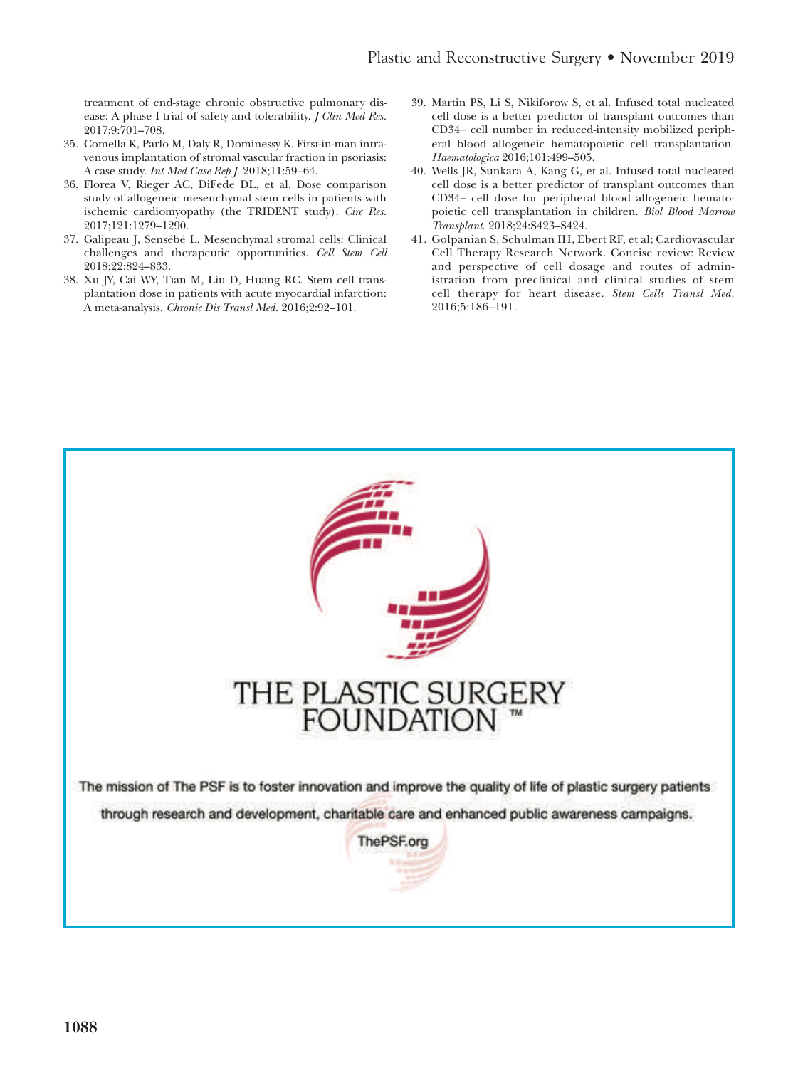treatment of end-stage chronic obstructive pulmonary disease: A phase I trial of safety and tolerability. *J Clin Med Res.* 2017;9:701–708.

35. Comella K, Parlo M, Daly R, Dominessy K. First-in-man intravenous implantation of stromal vascular fraction in psoriasis: A case study. *Int Med Case Rep J.* 2018;11:59–64.
36. Florea V, Rieger AC, DiFede DL, et al. Dose comparison study of allogeneic mesenchymal stem cells in patients with ischemic cardiomyopathy (the TRIDENT study). *Circ Res.* 2017;121:1279–1290.
37. Galipeau J, Sensébé L. Mesenchymal stromal cells: Clinical challenges and therapeutic opportunities. *Cell Stem Cell* 2018;22:824–833.
38. Xu JY, Cai WY, Tian M, Liu D, Huang RC. Stem cell transplantation dose in patients with acute myocardial infarction: A meta-analysis. *Chronic Dis Transl Med.* 2016;2:92–101.
39. Martin PS, Li S, Nikiforow S, et al. Infused total nucleated cell dose is a better predictor of transplant outcomes than CD34+ cell number in reduced-intensity mobilized peripheral blood allogeneic hematopoietic cell transplantation. *Haematologica* 2016;101:499–505.
40. Wells JR, Sunkara A, Kang G, et al. Infused total nucleated cell dose is a better predictor of transplant outcomes than CD34+ cell dose for peripheral blood allogeneic hematopoietic cell transplantation in children. *Biol Blood Marrow Transplant.* 2018;24:S423–S424.
41. Golpanian S, Schulman IH, Ebert RF, et al; Cardiovascular Cell Therapy Research Network. Concise review: Review and perspective of cell dosage and routes of administration from preclinical and clinical studies of stem cell therapy for heart disease. *Stem Cells Transl Med.* 2016;5:186–191.

THE PLASTIC SURGERY FOUNDATION ™

The mission of The PSF is to foster innovation and improve the quality of life of plastic surgery patients through research and development, charitable care and enhanced public awareness campaigns.

ThePSF.org